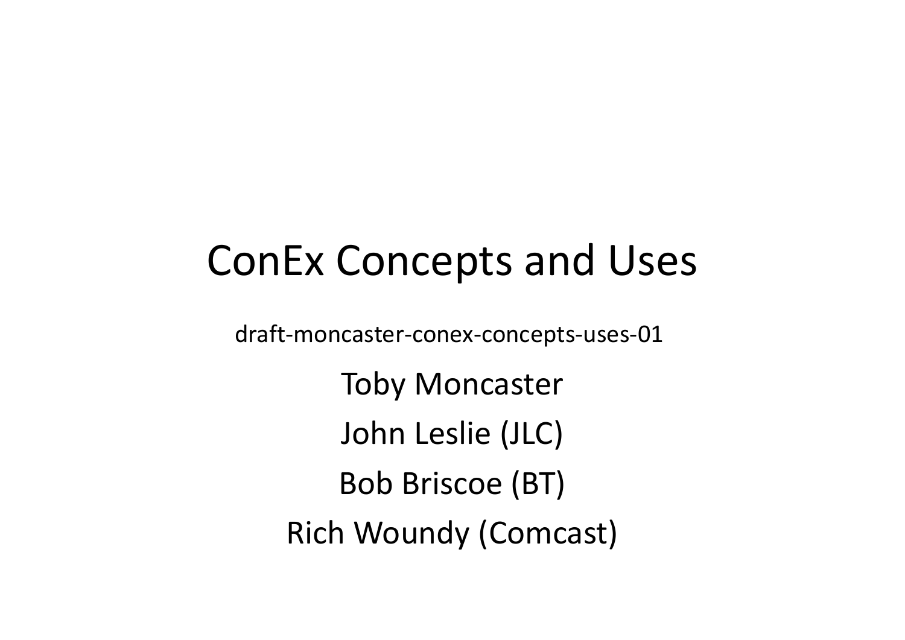# ConEx Concepts and Uses

draft-moncaster-conex-concepts-uses-01

Toby Moncaster

John Leslie (JLC)

Bob Briscoe (BT)

Rich Woundy (Comcast)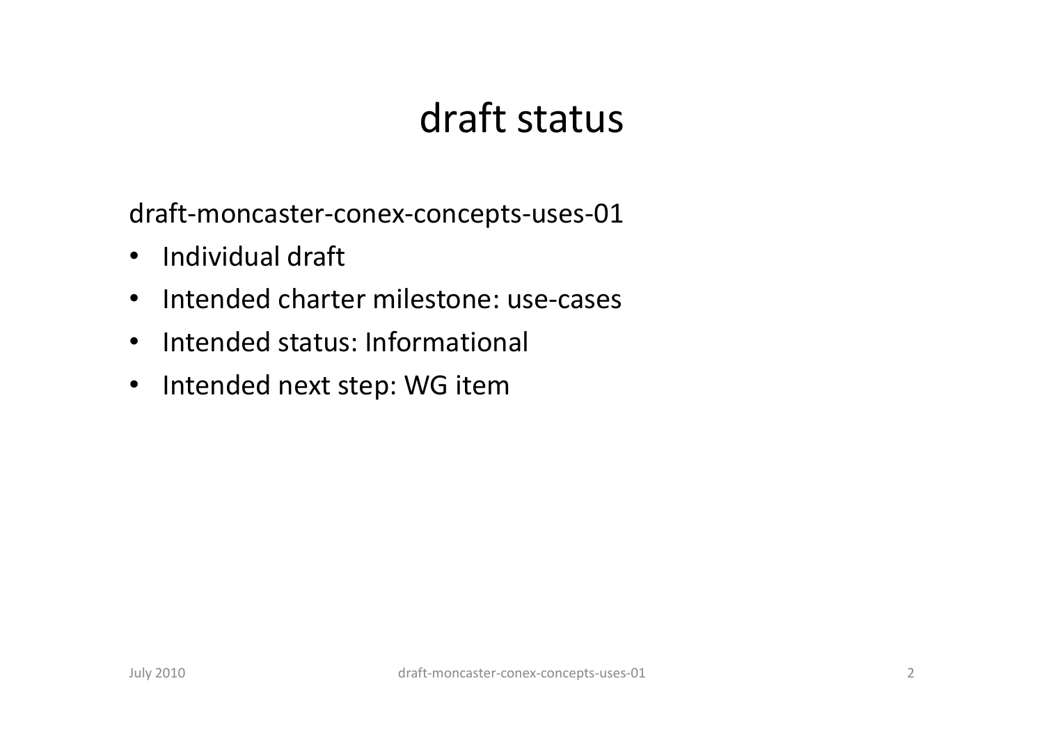# draft status

draft-moncaster-conex-concepts-uses-01

- Individual draft
- Intended charter milestone: use-cases
- Intended status: Informational
- Intended next step: WG item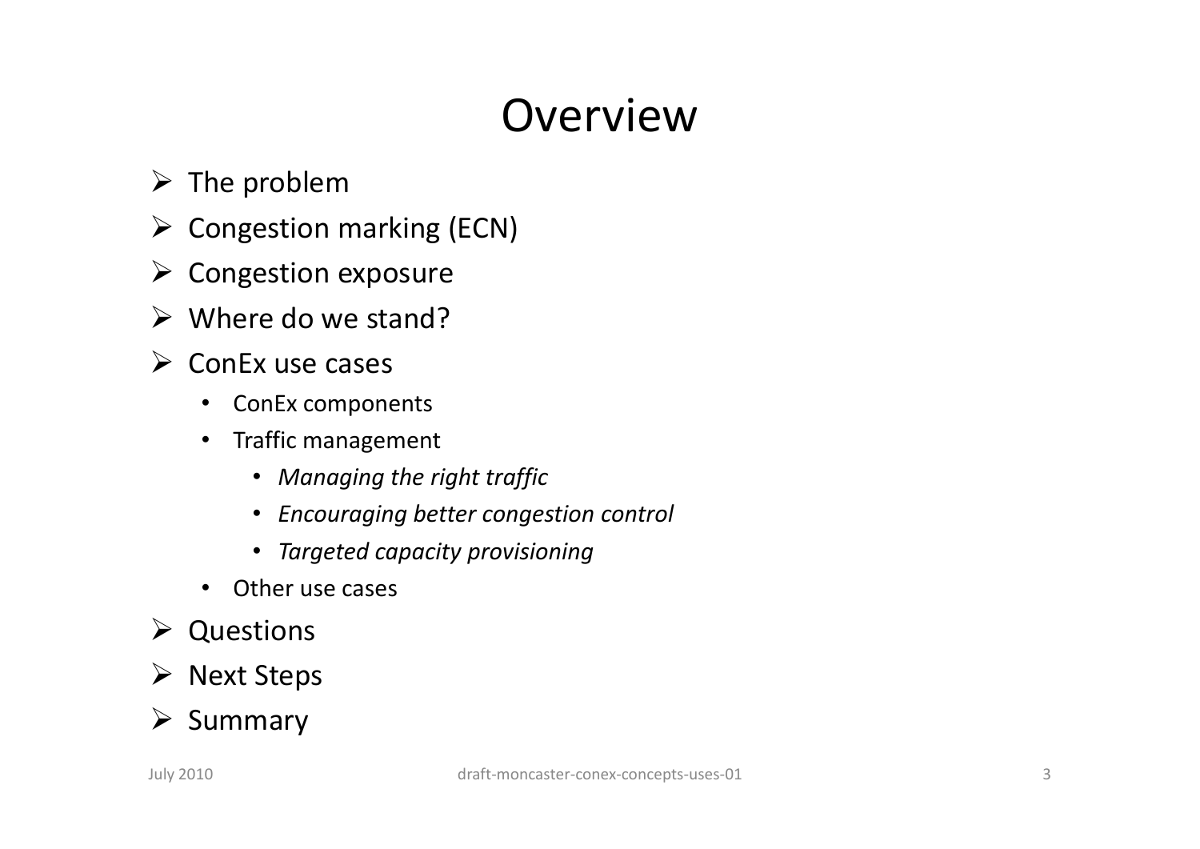# Overview

- The problem
- Congestion marking (ECN)
- Congestion exposure
- Where do we stand?
- ConEx use cases
  - ConEx components
  - Traffic management
    - *Managing the right traffic*
    - *Encouraging better congestion control*
    - *Targeted capacity provisioning*
  - Other use cases
- Questions
- Next Steps
- Summary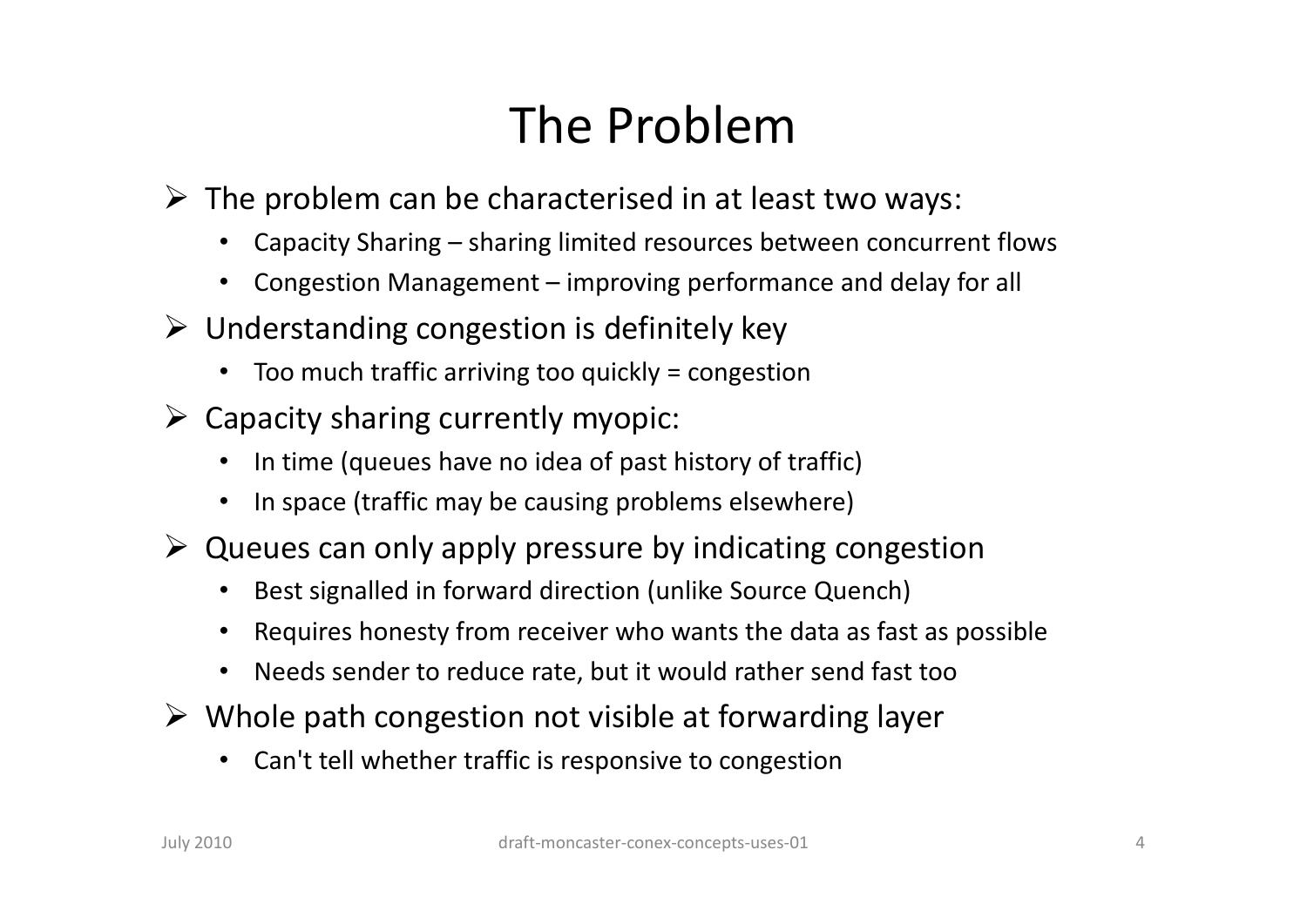# The Problem

- The problem can be characterised in at least two ways:
  - Capacity Sharing – sharing limited resources between concurrent flows
  - Congestion Management – improving performance and delay for all
- Understanding congestion is definitely key
  - Too much traffic arriving too quickly = congestion
- Capacity sharing currently myopic:
  - In time (queues have no idea of past history of traffic)
  - In space (traffic may be causing problems elsewhere)
- Queues can only apply pressure by indicating congestion
  - Best signalled in forward direction (unlike Source Quench)
  - Requires honesty from receiver who wants the data as fast as possible
  - Needs sender to reduce rate, but it would rather send fast too
- Whole path congestion not visible at forwarding layer
  - Can't tell whether traffic is responsive to congestion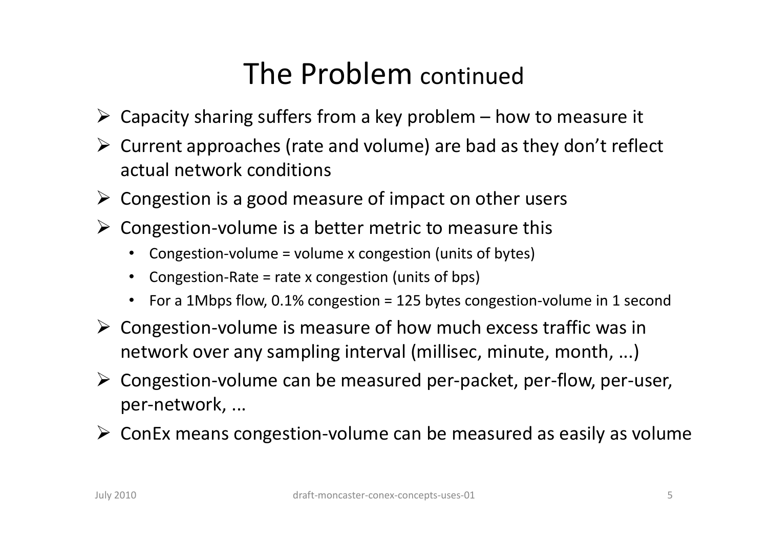# The Problem continued

- Capacity sharing suffers from a key problem – how to measure it
- Current approaches (rate and volume) are bad as they don't reflect actual network conditions
- Congestion is a good measure of impact on other users
- Congestion-volume is a better metric to measure this
  - Congestion-volume = volume x congestion (units of bytes)
  - Congestion-Rate = rate x congestion (units of bps)
  - For a 1Mbps flow, 0.1% congestion = 125 bytes congestion-volume in 1 second
- Congestion-volume is measure of how much excess traffic was in network over any sampling interval (millisec, minute, month, ...)
- Congestion-volume can be measured per-packet, per-flow, per-user, per-network, ...
- ConEx means congestion-volume can be measured as easily as volume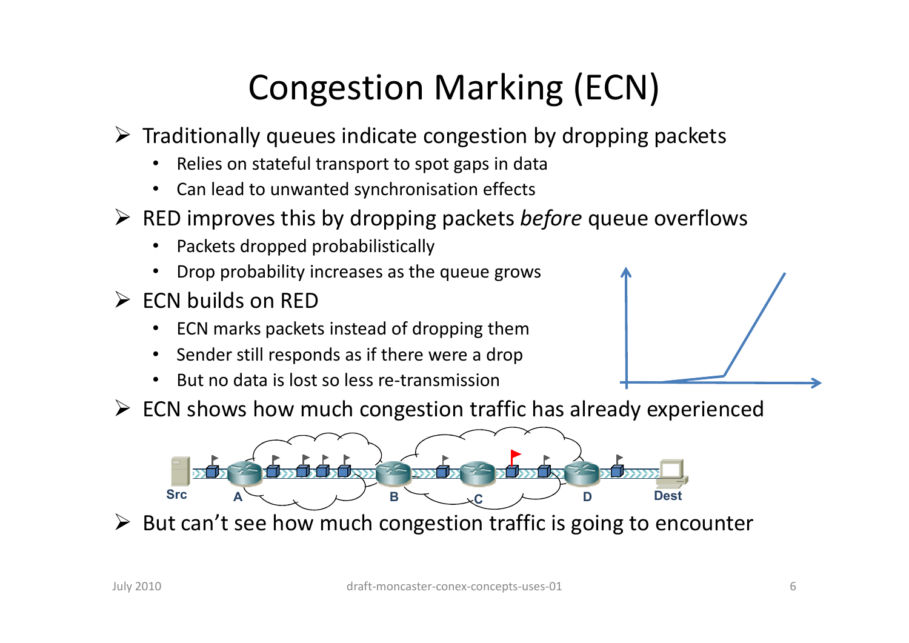# Congestion Marking (ECN)

- Traditionally queues indicate congestion by dropping packets
  - Relies on stateful transport to spot gaps in data
  - Can lead to unwanted synchronisation effects
- RED improves this by dropping packets *before* queue overflows
  - Packets dropped probabilistically
  - Drop probability increases as the queue grows
- ECN builds on RED
  - ECN marks packets instead of dropping them
  - Sender still responds as if there were a drop
  - But no data is lost so less re-transmission
- ECN shows how much congestion traffic has already experienced

Src A B C D Dest

- But can't see how much congestion traffic is going to encounter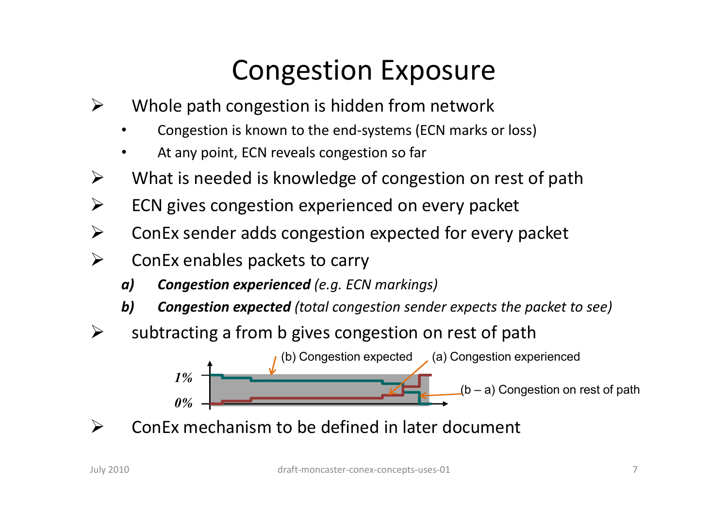# Congestion Exposure

- Whole path congestion is hidden from network
  - Congestion is known to the end-systems (ECN marks or loss)
  - At any point, ECN reveals congestion so far
- What is needed is knowledge of congestion on rest of path
- ECN gives congestion experienced on every packet
- ConEx sender adds congestion expected for every packet
- ConEx enables packets to carry
  - ***a)*** ***Congestion experienced*** *(e.g. ECN markings)*
  - ***b)*** ***Congestion expected*** *(total congestion sender expects the packet to see)*
- subtracting a from b gives congestion on rest of path

(b) Congestion expected

(a) Congestion experienced

1%

0%

(b – a) Congestion on rest of path

- ConEx mechanism to be defined in later document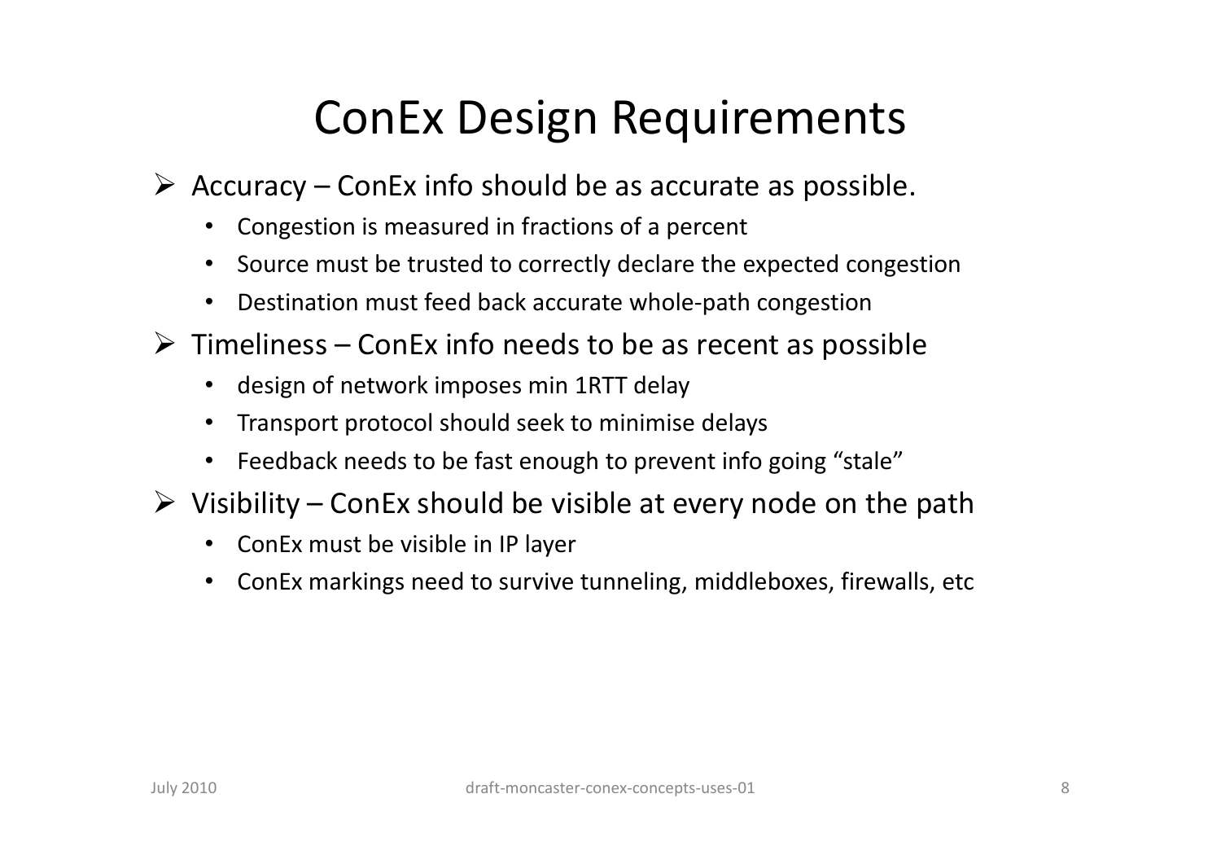# ConEx Design Requirements

- Accuracy – ConEx info should be as accurate as possible.
  - Congestion is measured in fractions of a percent
  - Source must be trusted to correctly declare the expected congestion
  - Destination must feed back accurate whole-path congestion
- Timeliness – ConEx info needs to be as recent as possible
  - design of network imposes min 1RTT delay
  - Transport protocol should seek to minimise delays
  - Feedback needs to be fast enough to prevent info going "stale"
- Visibility – ConEx should be visible at every node on the path
  - ConEx must be visible in IP layer
  - ConEx markings need to survive tunneling, middleboxes, firewalls, etc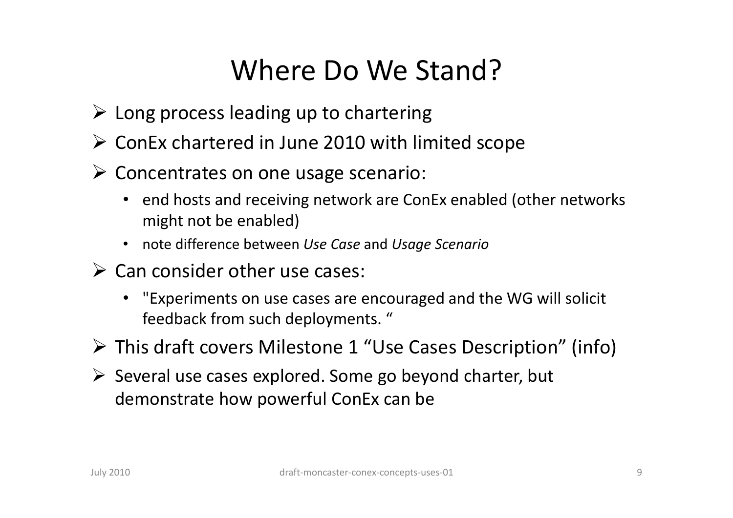# Where Do We Stand?

- Long process leading up to chartering
- ConEx chartered in June 2010 with limited scope
- Concentrates on one usage scenario:
  - end hosts and receiving network are ConEx enabled (other networks might not be enabled)
  - note difference between *Use Case* and *Usage Scenario*
- Can consider other use cases:
  - "Experiments on use cases are encouraged and the WG will solicit feedback from such deployments. "
- This draft covers Milestone 1 "Use Cases Description" (info)
- Several use cases explored. Some go beyond charter, but demonstrate how powerful ConEx can be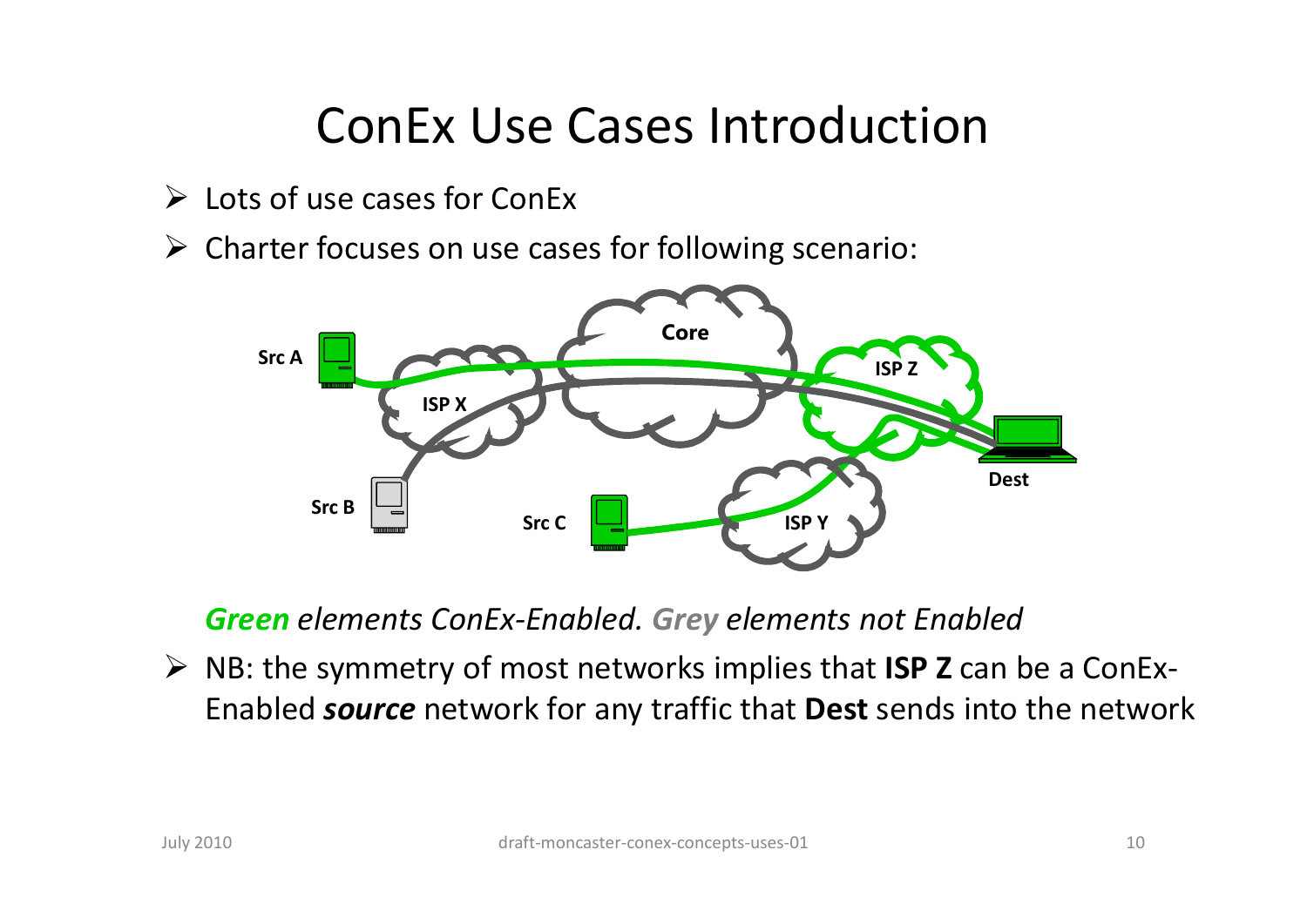# ConEx Use Cases Introduction

- Lots of use cases for ConEx
- Charter focuses on use cases for following scenario:

Src A
Src B
Src C
ISP X
Core
ISP Z
ISP Y
Dest

***Green*** *elements ConEx-Enabled.* ***Grey*** *elements not Enabled*

- NB: the symmetry of most networks implies that **ISP Z** can be a ConEx-Enabled ***source*** network for any traffic that **Dest** sends into the network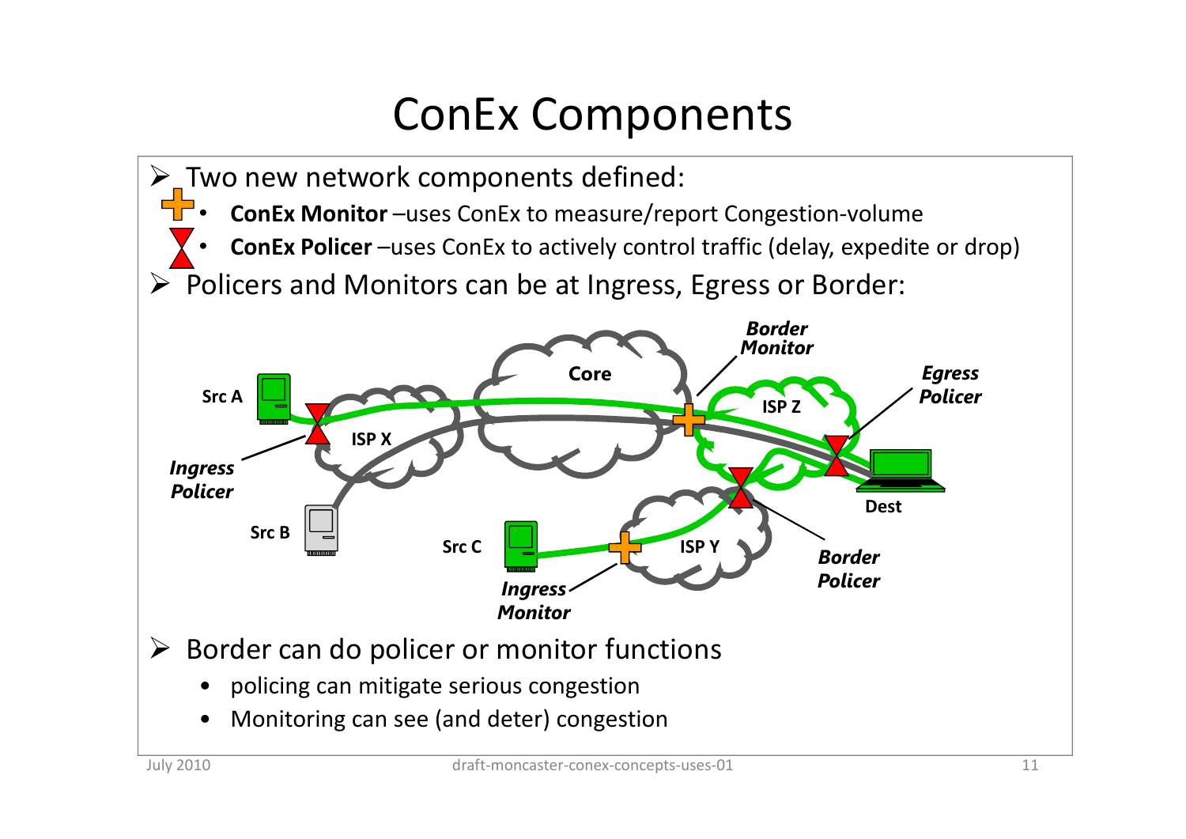# ConEx Components

- Two new network components defined:
  - **ConEx Monitor** –uses ConEx to measure/report Congestion-volume
  - **ConEx Policer** –uses ConEx to actively control traffic (delay, expedite or drop)
- Policers and Monitors can be at Ingress, Egress or Border:

Src A
Ingress Policer
ISP X
Src B
Core
Border Monitor
ISP Z
Egress Policer
Dest
Src C
Ingress Monitor
ISP Y
Border Policer

- Border can do policer or monitor functions
  - policing can mitigate serious congestion
  - Monitoring can see (and deter) congestion

July 2010 draft-moncaster-conex-concepts-uses-01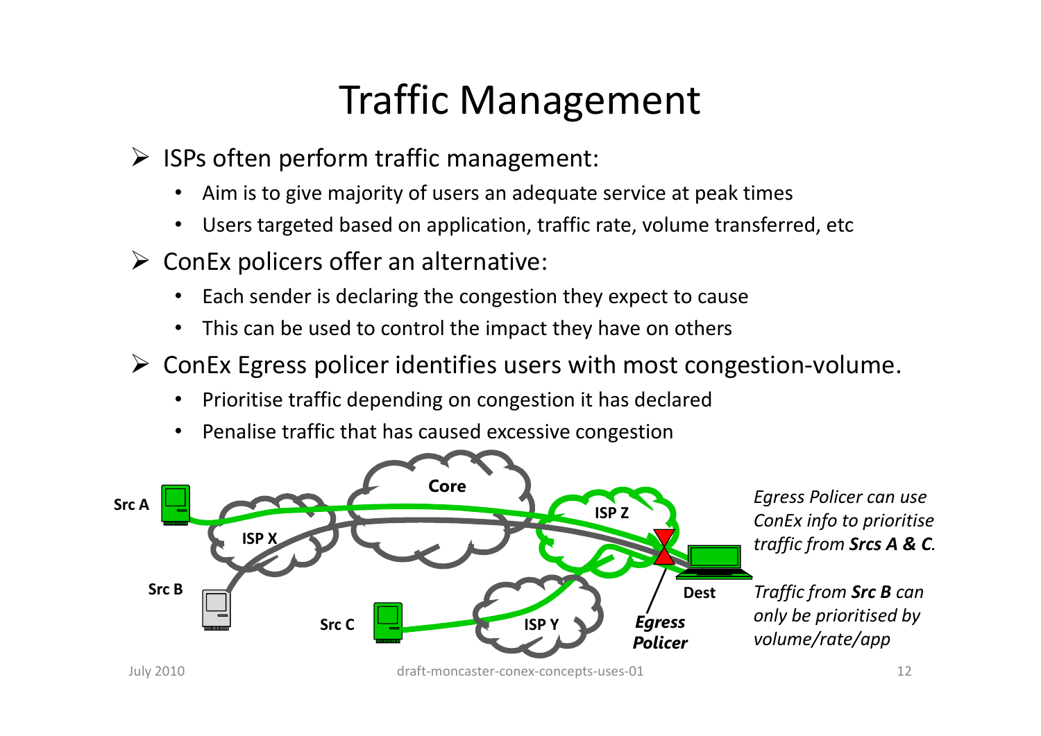# Traffic Management

- ISPs often perform traffic management:
  - Aim is to give majority of users an adequate service at peak times
  - Users targeted based on application, traffic rate, volume transferred, etc
- ConEx policers offer an alternative:
  - Each sender is declaring the congestion they expect to cause
  - This can be used to control the impact they have on others
- ConEx Egress policer identifies users with most congestion-volume.
  - Prioritise traffic depending on congestion it has declared
  - Penalise traffic that has caused excessive congestion

Src A

Core

ISP Z

ISP X

Src B

Src C

ISP Y

Dest

*Egress Policer*

*Egress Policer can use ConEx info to prioritise traffic from **Srcs A & C**.*

*Traffic from **Src B** can only be prioritised by volume/rate/app*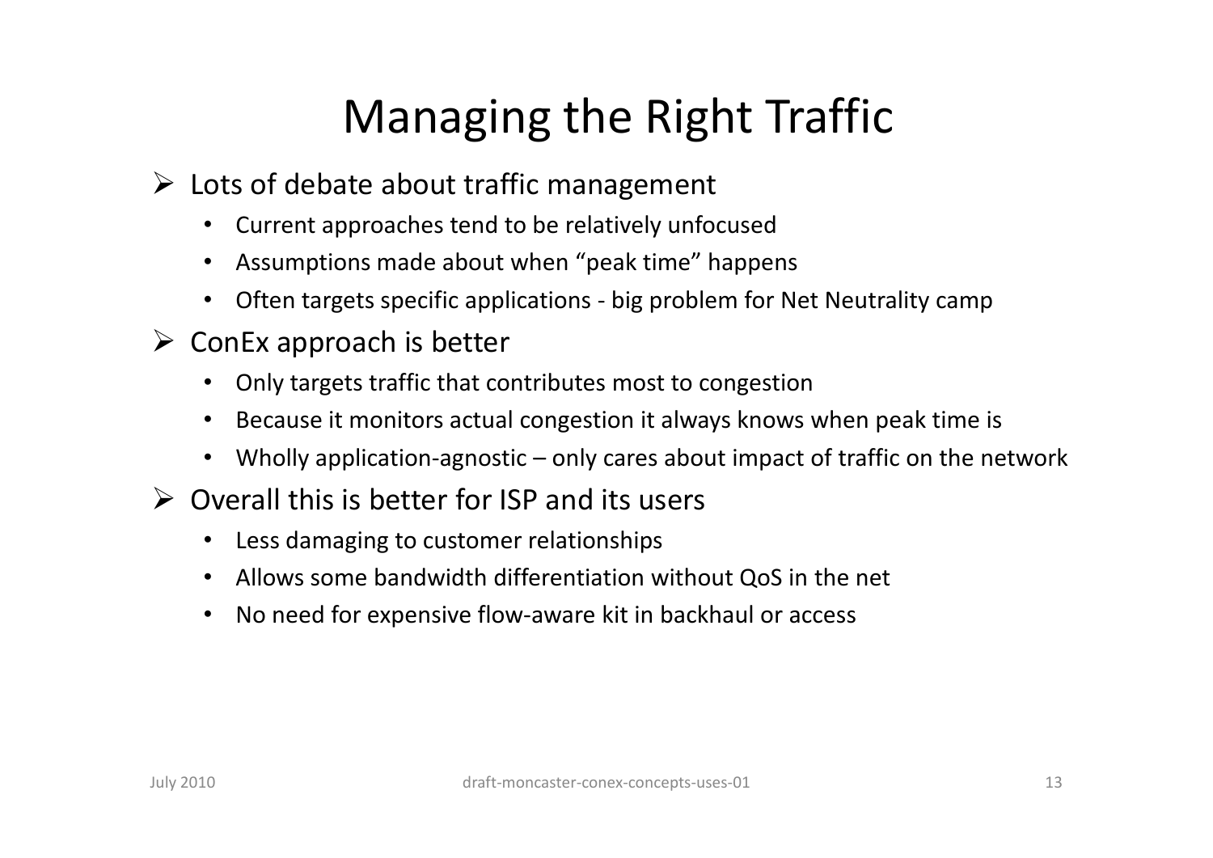# Managing the Right Traffic

- Lots of debate about traffic management
  - Current approaches tend to be relatively unfocused
  - Assumptions made about when "peak time" happens
  - Often targets specific applications - big problem for Net Neutrality camp
- ConEx approach is better
  - Only targets traffic that contributes most to congestion
  - Because it monitors actual congestion it always knows when peak time is
  - Wholly application-agnostic – only cares about impact of traffic on the network
- Overall this is better for ISP and its users
  - Less damaging to customer relationships
  - Allows some bandwidth differentiation without QoS in the net
  - No need for expensive flow-aware kit in backhaul or access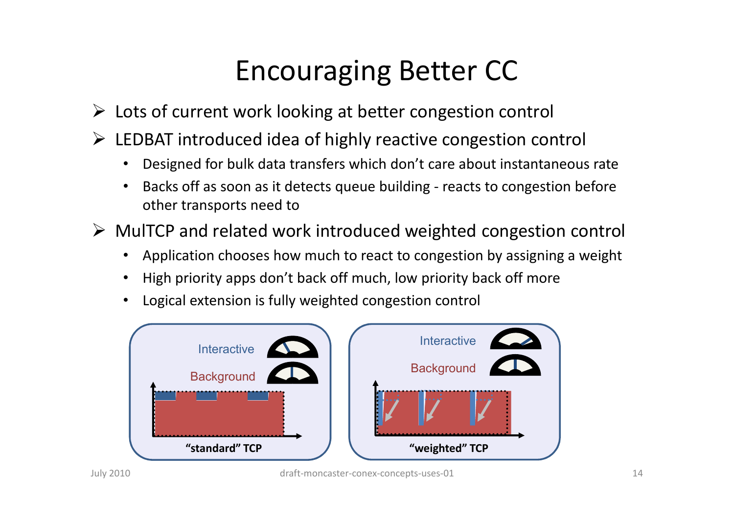# Encouraging Better CC

- Lots of current work looking at better congestion control
- LEDBAT introduced idea of highly reactive congestion control
  - Designed for bulk data transfers which don't care about instantaneous rate
  - Backs off as soon as it detects queue building - reacts to congestion before other transports need to
- MulTCP and related work introduced weighted congestion control
  - Application chooses how much to react to congestion by assigning a weight
  - High priority apps don't back off much, low priority back off more
  - Logical extension is fully weighted congestion control

Interactive
Background
"standard" TCP

Interactive
Background
"weighted" TCP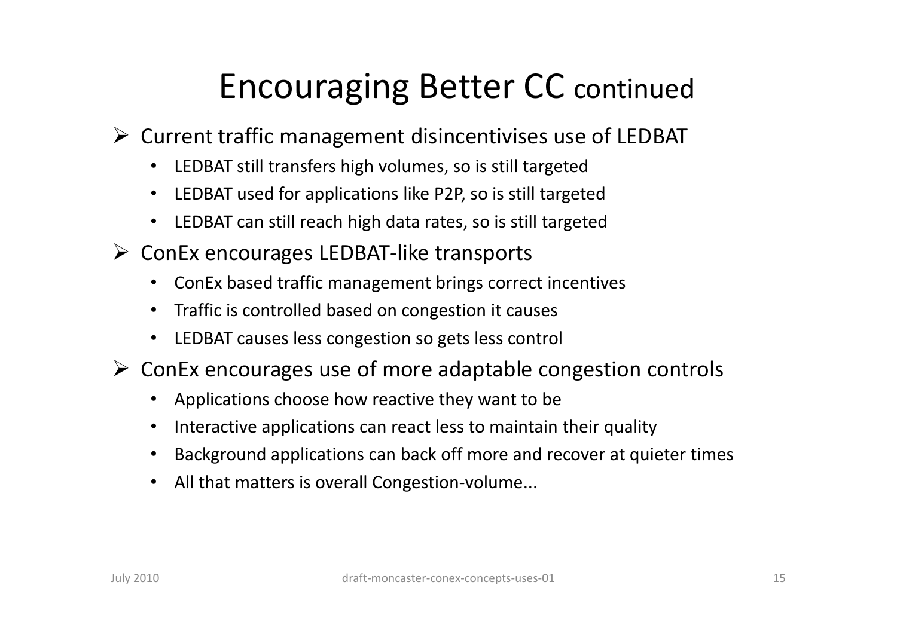# Encouraging Better CC continued

- Current traffic management disincentivises use of LEDBAT
  - LEDBAT still transfers high volumes, so is still targeted
  - LEDBAT used for applications like P2P, so is still targeted
  - LEDBAT can still reach high data rates, so is still targeted
- ConEx encourages LEDBAT-like transports
  - ConEx based traffic management brings correct incentives
  - Traffic is controlled based on congestion it causes
  - LEDBAT causes less congestion so gets less control
- ConEx encourages use of more adaptable congestion controls
  - Applications choose how reactive they want to be
  - Interactive applications can react less to maintain their quality
  - Background applications can back off more and recover at quieter times
  - All that matters is overall Congestion-volume...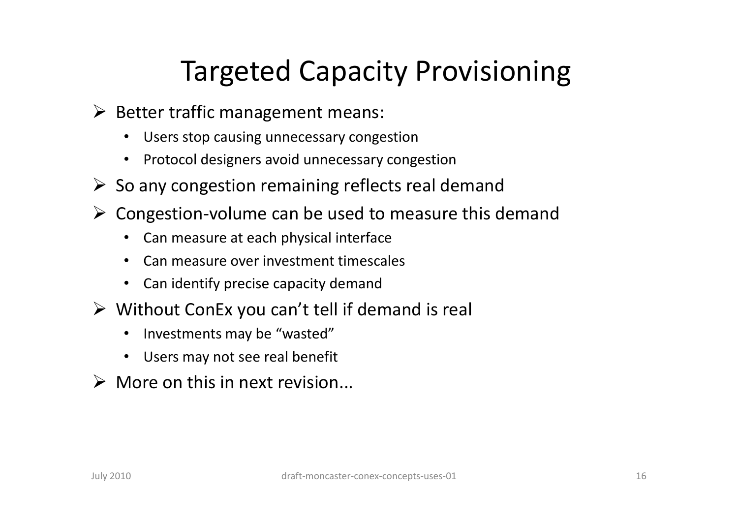# Targeted Capacity Provisioning

- Better traffic management means:
  - Users stop causing unnecessary congestion
  - Protocol designers avoid unnecessary congestion
- So any congestion remaining reflects real demand
- Congestion-volume can be used to measure this demand
  - Can measure at each physical interface
  - Can measure over investment timescales
  - Can identify precise capacity demand
- Without ConEx you can't tell if demand is real
  - Investments may be "wasted"
  - Users may not see real benefit
- More on this in next revision...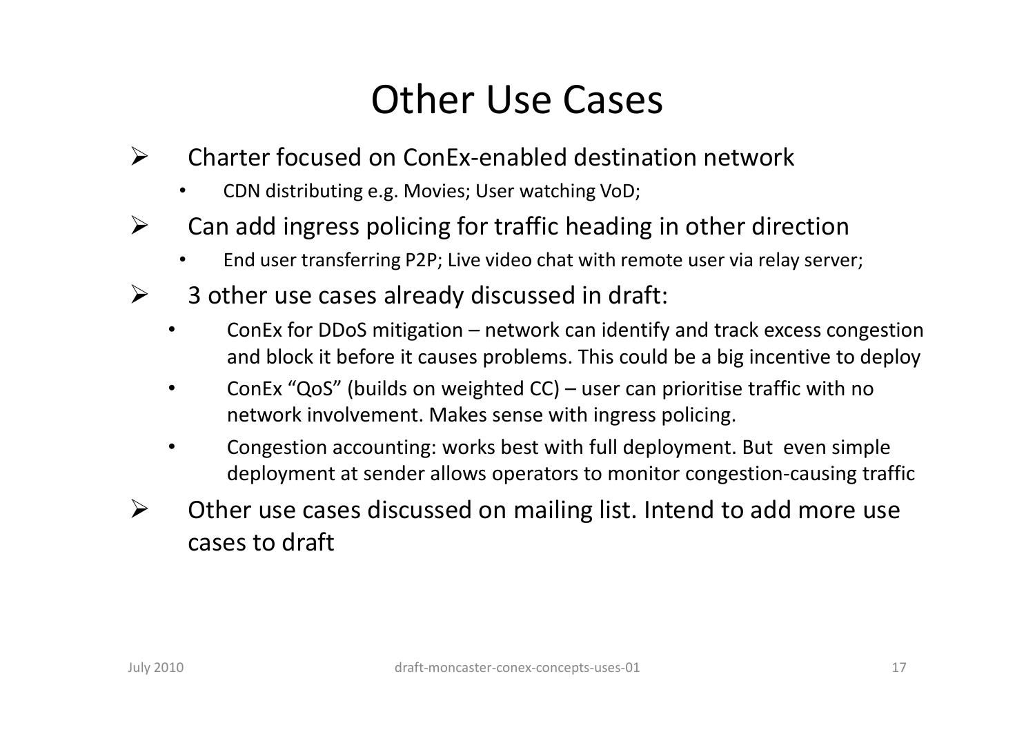# Other Use Cases

- Charter focused on ConEx-enabled destination network
  - CDN distributing e.g. Movies; User watching VoD;
- Can add ingress policing for traffic heading in other direction
  - End user transferring P2P; Live video chat with remote user via relay server;
- 3 other use cases already discussed in draft:
  - ConEx for DDoS mitigation – network can identify and track excess congestion and block it before it causes problems. This could be a big incentive to deploy
  - ConEx "QoS" (builds on weighted CC) – user can prioritise traffic with no network involvement. Makes sense with ingress policing.
  - Congestion accounting: works best with full deployment. But even simple deployment at sender allows operators to monitor congestion-causing traffic
- Other use cases discussed on mailing list. Intend to add more use cases to draft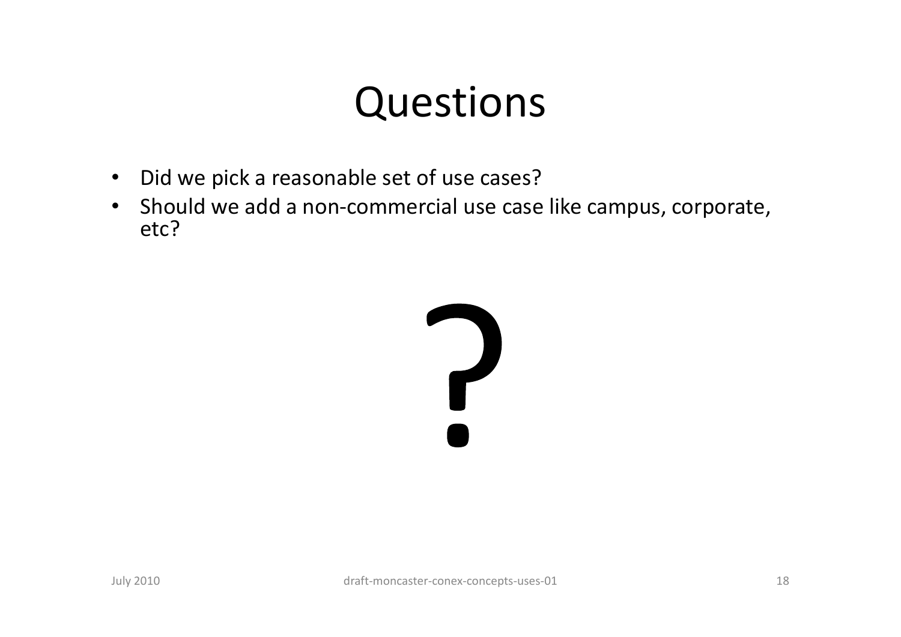# Questions

- Did we pick a reasonable set of use cases?
- Should we add a non-commercial use case like campus, corporate, etc?

?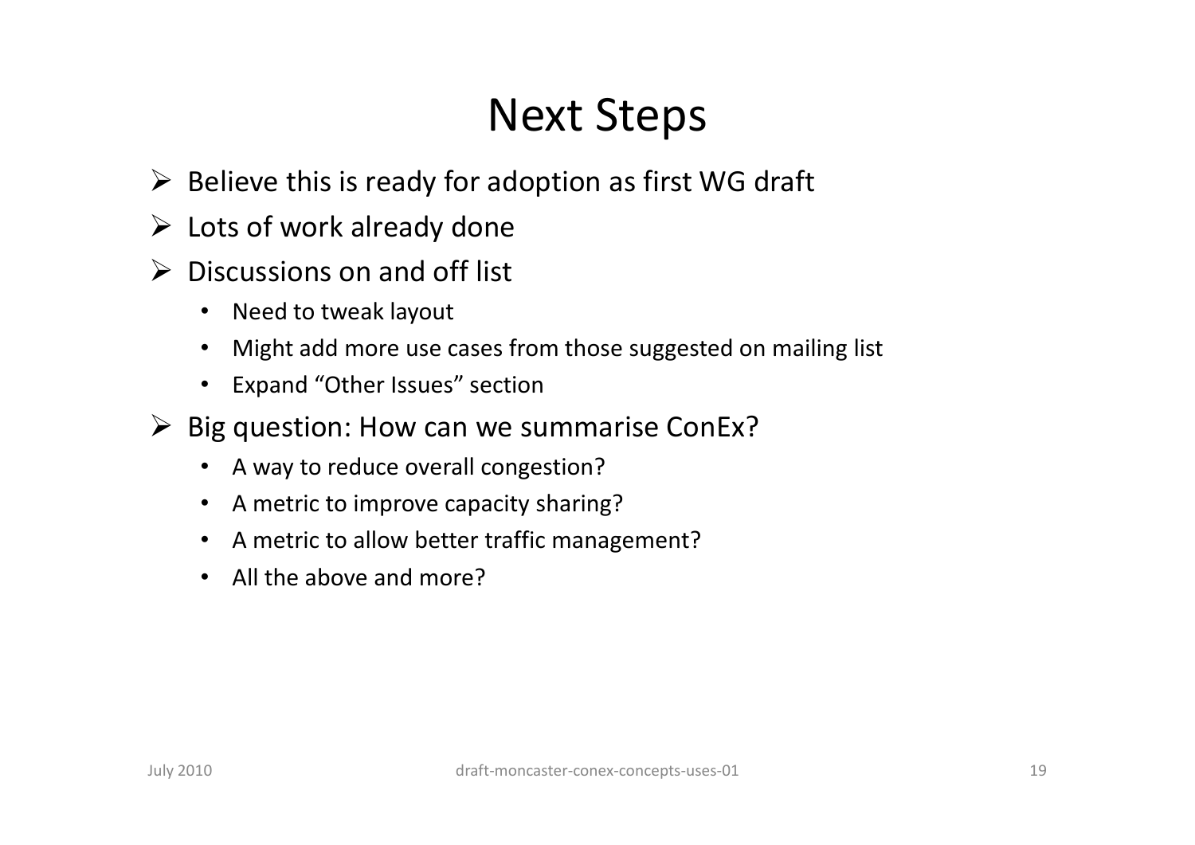# Next Steps

- Believe this is ready for adoption as first WG draft
- Lots of work already done
- Discussions on and off list
  - Need to tweak layout
  - Might add more use cases from those suggested on mailing list
  - Expand "Other Issues" section
- Big question: How can we summarise ConEx?
  - A way to reduce overall congestion?
  - A metric to improve capacity sharing?
  - A metric to allow better traffic management?
  - All the above and more?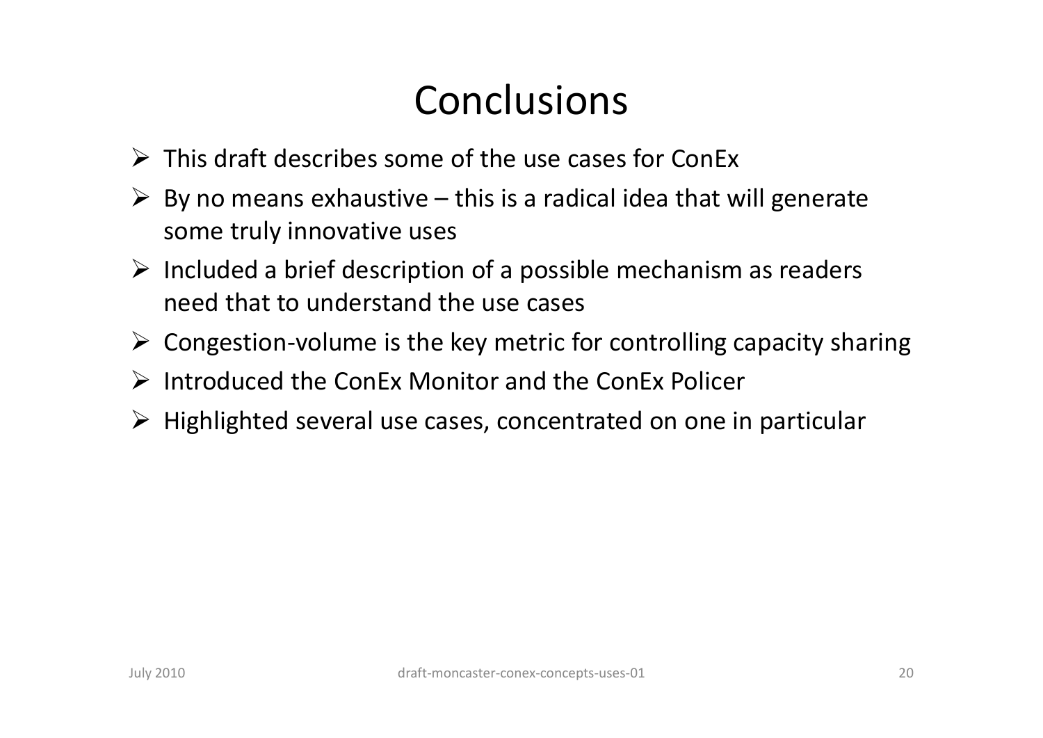# Conclusions

- This draft describes some of the use cases for ConEx
- By no means exhaustive – this is a radical idea that will generate some truly innovative uses
- Included a brief description of a possible mechanism as readers need that to understand the use cases
- Congestion-volume is the key metric for controlling capacity sharing
- Introduced the ConEx Monitor and the ConEx Policer
- Highlighted several use cases, concentrated on one in particular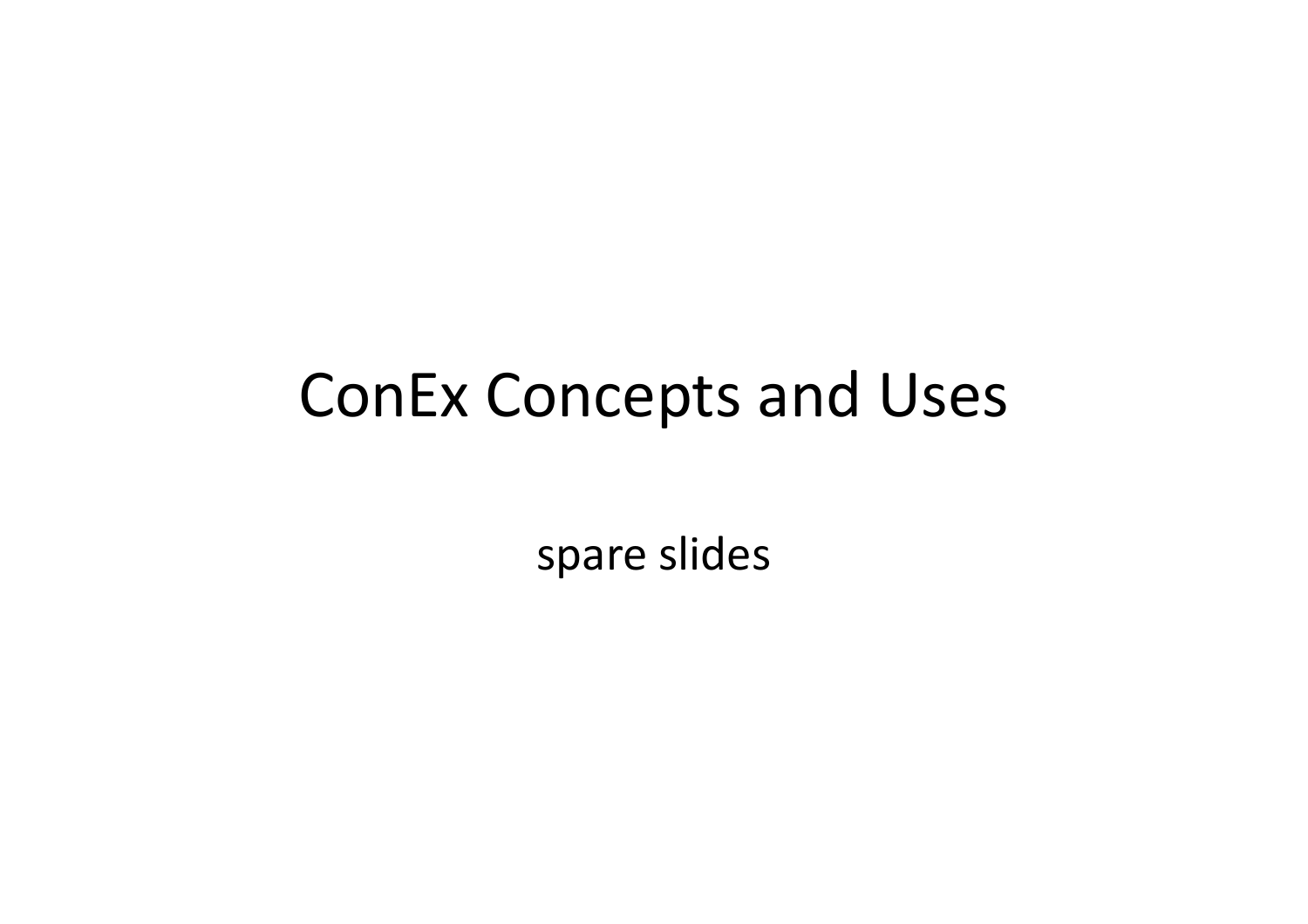# ConEx Concepts and Uses

spare slides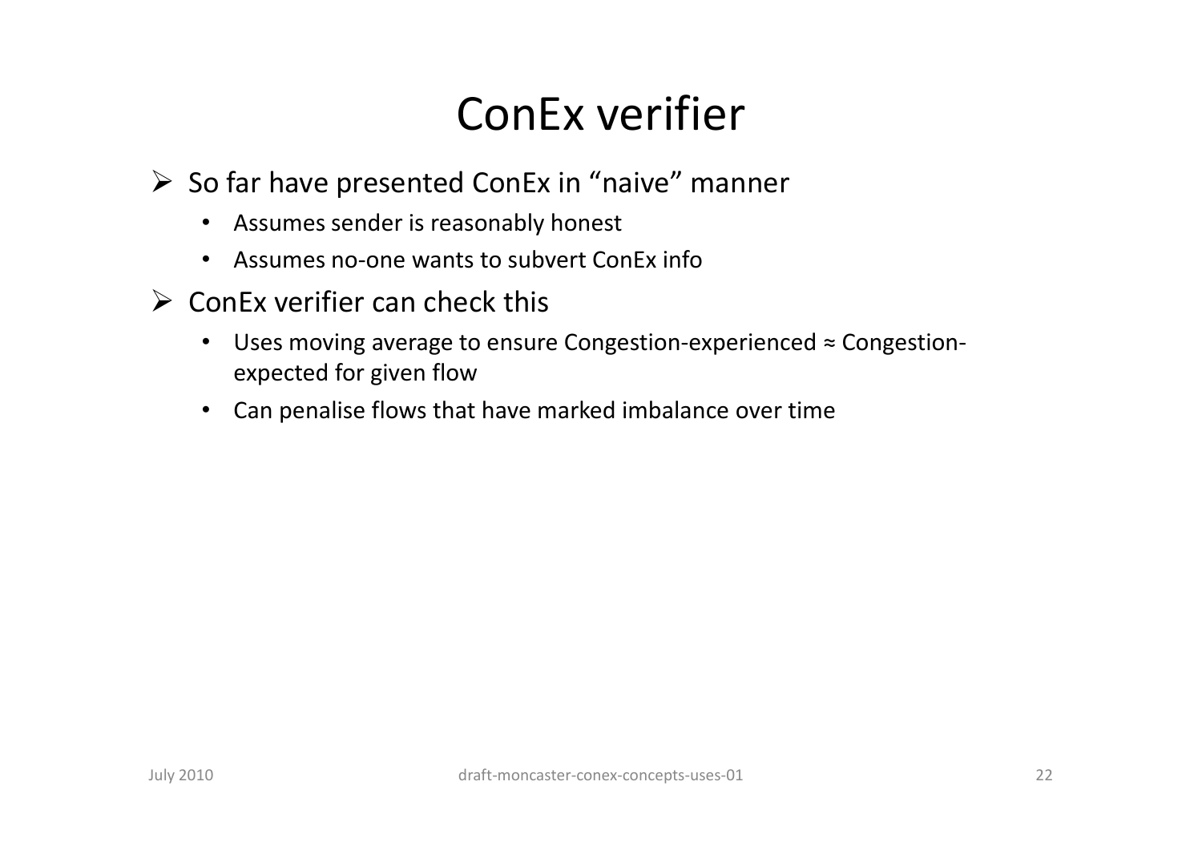# ConEx verifier

- So far have presented ConEx in "naive" manner
  - Assumes sender is reasonably honest
  - Assumes no-one wants to subvert ConEx info
- ConEx verifier can check this
  - Uses moving average to ensure Congestion-experienced ≈ Congestion-expected for given flow
  - Can penalise flows that have marked imbalance over time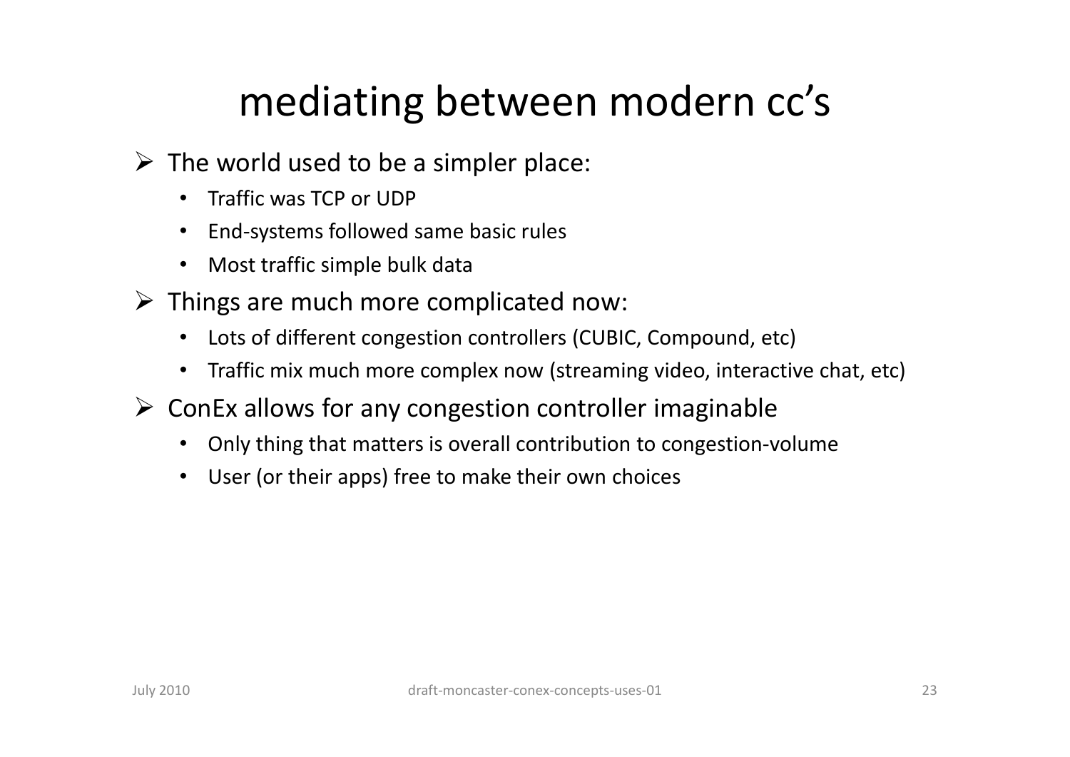# mediating between modern cc's

- The world used to be a simpler place:
  - Traffic was TCP or UDP
  - End-systems followed same basic rules
  - Most traffic simple bulk data
- Things are much more complicated now:
  - Lots of different congestion controllers (CUBIC, Compound, etc)
  - Traffic mix much more complex now (streaming video, interactive chat, etc)
- ConEx allows for any congestion controller imaginable
  - Only thing that matters is overall contribution to congestion-volume
  - User (or their apps) free to make their own choices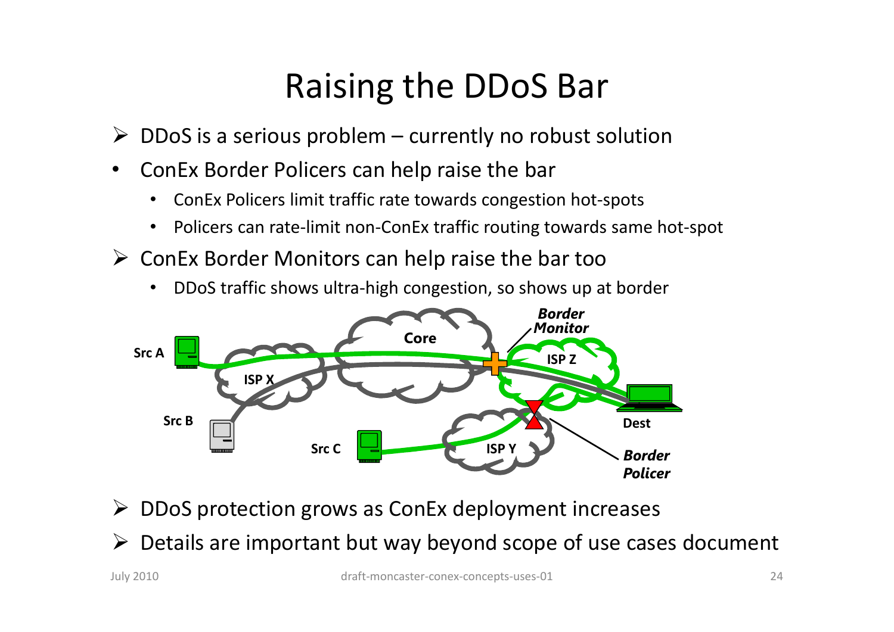# Raising the DDoS Bar

- DDoS is a serious problem – currently no robust solution
- ConEx Border Policers can help raise the bar
  - ConEx Policers limit traffic rate towards congestion hot-spots
  - Policers can rate-limit non-ConEx traffic routing towards same hot-spot
- ConEx Border Monitors can help raise the bar too
  - DDoS traffic shows ultra-high congestion, so shows up at border

Src A
Src B
Src C
ISP X
Core
ISP Y
ISP Z
Dest
*Border Monitor*
*Border Policer*

- DDoS protection grows as ConEx deployment increases
- Details are important but way beyond scope of use cases document